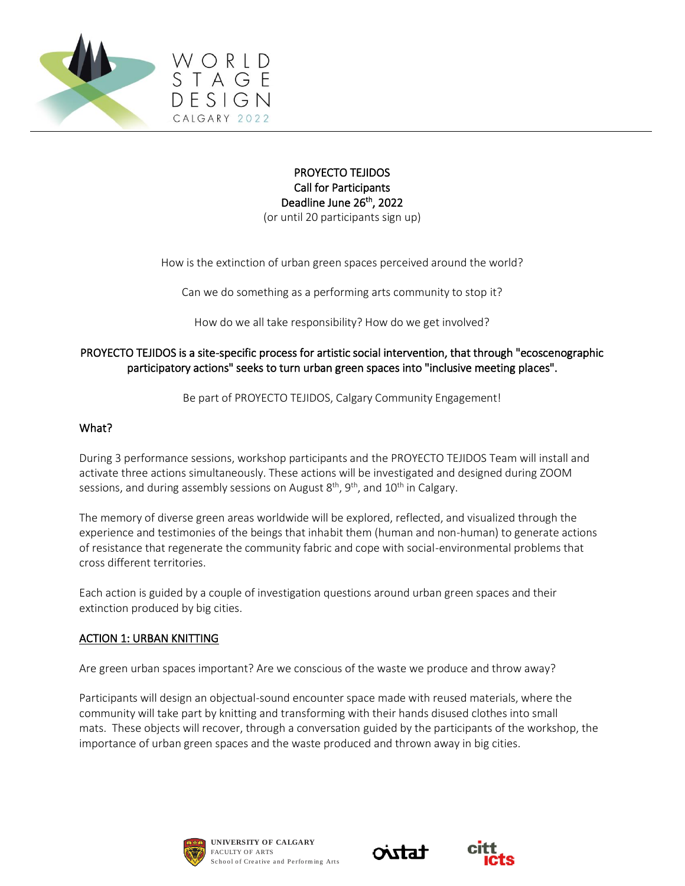# PROYECTO TEJIDOS

**Call for Participants**

**Deadline June 26th, 2022**

(or until 20 participants sign up)

How is the extinction of urban green spaces perceived around the world?

Can we do something as a performing arts community to stop it?

How do we all take responsibility? How do we get involved?

**PROYECTO TEJIDOS is a site-specific process for artistic social intervention, that through "ecoscenographic participatory actions" seeks to turn urban green spaces into "inclusive meeting places".**

Be part of PROYECTO TEJIDOS, Calgary Community Engagement!

## What?

During 3 performance sessions, workshop participants and the PROYECTO TEJIDOS Team will install and activate three actions simultaneously. These actions will be investigated and designed during ZOOM sessions, and during assembly sessions on August 8th, 9th, and 10th in Calgary.

The memory of diverse green areas worldwide will be explored, reflected, and visualized through the experience and testimonies of the beings that inhabit them (human and non-human) to generate actions of resistance that regenerate the community fabric and cope with social-environmental problems that cross different territories.

Each action is guided by a couple of investigation questions around urban green spaces and their extinction produced by big cities.

### ACTION 1: URBAN KNITTING

Are green urban spaces important? Are we conscious of the waste we produce and throw away?

Participants will design an objectual-sound encounter space made with reused materials, where the community will take part by knitting and transforming with their hands disused clothes into small mats. These objects will recover, through a conversation guided by the participants of the workshop, the importance of urban green spaces and the waste produced and thrown away in big cities.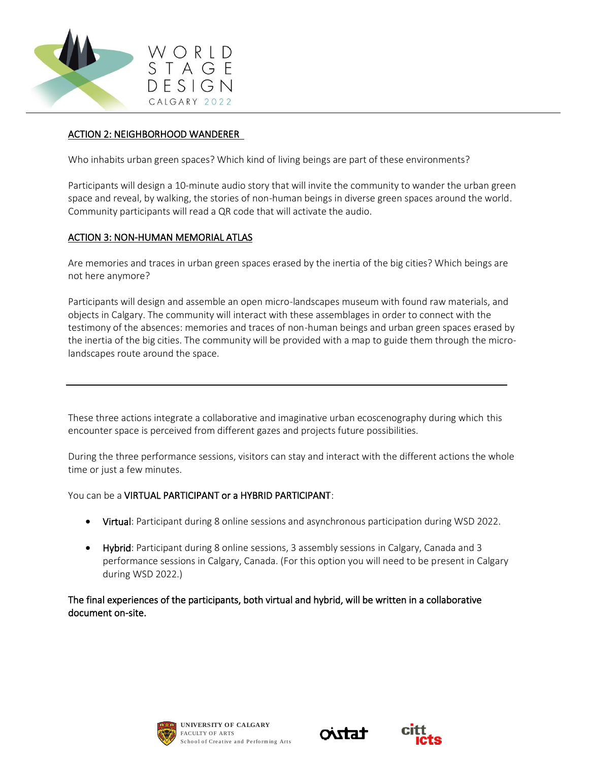## ACTION 2: NEIGHBORHOOD WANDERER

Who inhabits urban green spaces? Which kind of living beings are part of these environments?

Participants will design a 10-minute audio story that will invite the community to wander the urban green space and reveal, by walking, the stories of non-human beings in diverse green spaces around the world. Community participants will read a QR code that will activate the audio.

## ACTION 3: NON-HUMAN MEMORIAL ATLAS

Are memories and traces in urban green spaces erased by the inertia of the big cities? Which beings are not here anymore?

Participants will design and assemble an open micro-landscapes museum with found raw materials, and objects in Calgary. The community will interact with these assemblages in order to connect with the testimony of the absences: memories and traces of non-human beings and urban green spaces erased by the inertia of the big cities. The community will be provided with a map to guide them through the micro-landscapes route around the space.

---

These three actions integrate a collaborative and imaginative urban ecoscenography during which this encounter space is perceived from different gazes and projects future possibilities.

During the three performance sessions, visitors can stay and interact with the different actions the whole time or just a few minutes.

You can be a VIRTUAL PARTICIPANT or a HYBRID PARTICIPANT:

- Virtual: Participant during 8 online sessions and asynchronous participation during WSD 2022.
- Hybrid: Participant during 8 online sessions, 3 assembly sessions in Calgary, Canada and 3 performance sessions in Calgary, Canada. (For this option you will need to be present in Calgary during WSD 2022.)

The final experiences of the participants, both virtual and hybrid, will be written in a collaborative document on-site.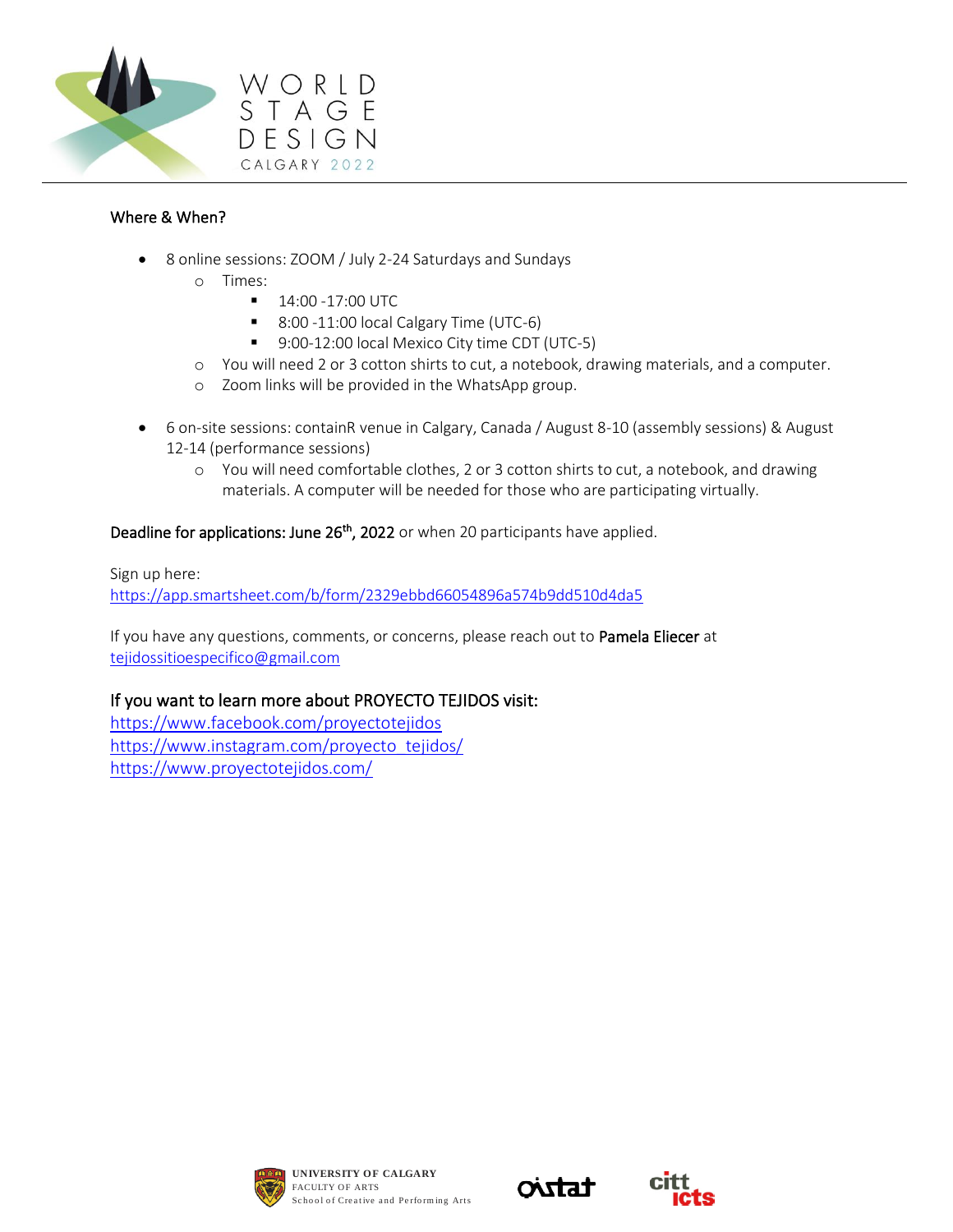WORLD STAGE DESIGN CALGARY 2022

## Where & When?

- 8 online sessions: ZOOM / July 2-24 Saturdays and Sundays
  - Times:
    - 14:00 -17:00 UTC
    - 8:00 -11:00 local Calgary Time (UTC-6)
    - 9:00-12:00 local Mexico City time CDT (UTC-5)
  - You will need 2 or 3 cotton shirts to cut, a notebook, drawing materials, and a computer.
  - Zoom links will be provided in the WhatsApp group.

- 6 on-site sessions: containR venue in Calgary, Canada / August 8-10 (assembly sessions) & August 12-14 (performance sessions)
  - You will need comfortable clothes, 2 or 3 cotton shirts to cut, a notebook, and drawing materials. A computer will be needed for those who are participating virtually.

**Deadline for applications: June 26th, 2022** or when 20 participants have applied.

Sign up here:
https://app.smartsheet.com/b/form/2329ebbd66054896a574b9dd510d4da5

If you have any questions, comments, or concerns, please reach out to **Pamela Eliecer** at tejidossitioespecifico@gmail.com

### If you want to learn more about PROYECTO TEJIDOS visit:

https://www.facebook.com/proyectotejidos
https://www.instagram.com/proyecto_tejidos/
https://www.proyectotejidos.com/

UNIVERSITY OF CALGARY
FACULTY OF ARTS
School of Creative and Performing Arts

OISTAT

citt icts